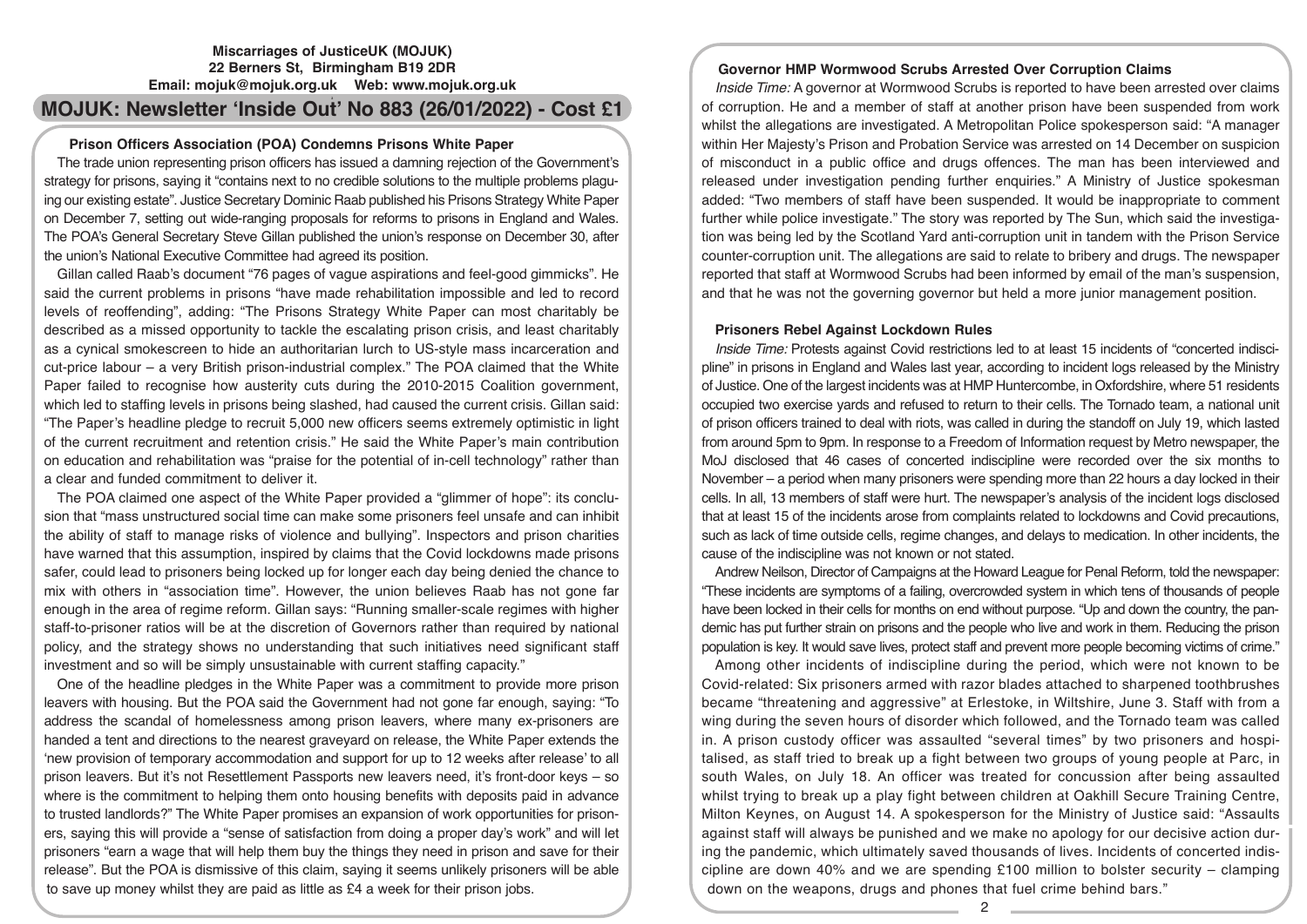**Miscarriages of JusticeUK (MOJUK)**
**22 Berners St, Birmingham B19 2DR**
**Email: mojuk@mojuk.org.uk Web: www.mojuk.org.uk**

# MOJUK: Newsletter 'Inside Out' No 883 (26/01/2022) - Cost £1

### Prison Officers Association (POA) Condemns Prisons White Paper

The trade union representing prison officers has issued a damning rejection of the Government's strategy for prisons, saying it "contains next to no credible solutions to the multiple problems plaguing our existing estate". Justice Secretary Dominic Raab published his Prisons Strategy White Paper on December 7, setting out wide-ranging proposals for reforms to prisons in England and Wales. The POA's General Secretary Steve Gillan published the union's response on December 30, after the union's National Executive Committee had agreed its position.

Gillan called Raab's document "76 pages of vague aspirations and feel-good gimmicks". He said the current problems in prisons "have made rehabilitation impossible and led to record levels of reoffending", adding: "The Prisons Strategy White Paper can most charitably be described as a missed opportunity to tackle the escalating prison crisis, and least charitably as a cynical smokescreen to hide an authoritarian lurch to US-style mass incarceration and cut-price labour – a very British prison-industrial complex." The POA claimed that the White Paper failed to recognise how austerity cuts during the 2010-2015 Coalition government, which led to staffing levels in prisons being slashed, had caused the current crisis. Gillan said: "The Paper's headline pledge to recruit 5,000 new officers seems extremely optimistic in light of the current recruitment and retention crisis." He said the White Paper's main contribution on education and rehabilitation was "praise for the potential of in-cell technology" rather than a clear and funded commitment to deliver it.

The POA claimed one aspect of the White Paper provided a "glimmer of hope": its conclusion that "mass unstructured social time can make some prisoners feel unsafe and can inhibit the ability of staff to manage risks of violence and bullying". Inspectors and prison charities have warned that this assumption, inspired by claims that the Covid lockdowns made prisons safer, could lead to prisoners being locked up for longer each day being denied the chance to mix with others in "association time". However, the union believes Raab has not gone far enough in the area of regime reform. Gillan says: "Running smaller-scale regimes with higher staff-to-prisoner ratios will be at the discretion of Governors rather than required by national policy, and the strategy shows no understanding that such initiatives need significant staff investment and so will be simply unsustainable with current staffing capacity."

One of the headline pledges in the White Paper was a commitment to provide more prison leavers with housing. But the POA said the Government had not gone far enough, saying: "To address the scandal of homelessness among prison leavers, where many ex-prisoners are handed a tent and directions to the nearest graveyard on release, the White Paper extends the 'new provision of temporary accommodation and support for up to 12 weeks after release' to all prison leavers. But it's not Resettlement Passports new leavers need, it's front-door keys – so where is the commitment to helping them onto housing benefits with deposits paid in advance to trusted landlords?" The White Paper promises an expansion of work opportunities for prisoners, saying this will provide a "sense of satisfaction from doing a proper day's work" and will let prisoners "earn a wage that will help them buy the things they need in prison and save for their release". But the POA is dismissive of this claim, saying it seems unlikely prisoners will be able to save up money whilst they are paid as little as £4 a week for their prison jobs.

### Governor HMP Wormwood Scrubs Arrested Over Corruption Claims

*Inside Time:* A governor at Wormwood Scrubs is reported to have been arrested over claims of corruption. He and a member of staff at another prison have been suspended from work whilst the allegations are investigated. A Metropolitan Police spokesperson said: "A manager within Her Majesty's Prison and Probation Service was arrested on 14 December on suspicion of misconduct in a public office and drugs offences. The man has been interviewed and released under investigation pending further enquiries." A Ministry of Justice spokesman added: "Two members of staff have been suspended. It would be inappropriate to comment further while police investigate." The story was reported by The Sun, which said the investigation was being led by the Scotland Yard anti-corruption unit in tandem with the Prison Service counter-corruption unit. The allegations are said to relate to bribery and drugs. The newspaper reported that staff at Wormwood Scrubs had been informed by email of the man's suspension, and that he was not the governing governor but held a more junior management position.

### Prisoners Rebel Against Lockdown Rules

*Inside Time:* Protests against Covid restrictions led to at least 15 incidents of "concerted indiscipline" in prisons in England and Wales last year, according to incident logs released by the Ministry of Justice. One of the largest incidents was at HMP Huntercombe, in Oxfordshire, where 51 residents occupied two exercise yards and refused to return to their cells. The Tornado team, a national unit of prison officers trained to deal with riots, was called in during the standoff on July 19, which lasted from around 5pm to 9pm. In response to a Freedom of Information request by Metro newspaper, the MoJ disclosed that 46 cases of concerted indiscipline were recorded over the six months to November – a period when many prisoners were spending more than 22 hours a day locked in their cells. In all, 13 members of staff were hurt. The newspaper's analysis of the incident logs disclosed that at least 15 of the incidents arose from complaints related to lockdowns and Covid precautions, such as lack of time outside cells, regime changes, and delays to medication. In other incidents, the cause of the indiscipline was not known or not stated.

Andrew Neilson, Director of Campaigns at the Howard League for Penal Reform, told the newspaper: "These incidents are symptoms of a failing, overcrowded system in which tens of thousands of people have been locked in their cells for months on end without purpose. "Up and down the country, the pandemic has put further strain on prisons and the people who live and work in them. Reducing the prison population is key. It would save lives, protect staff and prevent more people becoming victims of crime."

Among other incidents of indiscipline during the period, which were not known to be Covid-related: Six prisoners armed with razor blades attached to sharpened toothbrushes became "threatening and aggressive" at Erlestoke, in Wiltshire, June 3. Staff with from a wing during the seven hours of disorder which followed, and the Tornado team was called in. A prison custody officer was assaulted "several times" by two prisoners and hospitalised, as staff tried to break up a fight between two groups of young people at Parc, in south Wales, on July 18. An officer was treated for concussion after being assaulted whilst trying to break up a play fight between children at Oakhill Secure Training Centre, Milton Keynes, on August 14. A spokesperson for the Ministry of Justice said: "Assaults against staff will always be punished and we make no apology for our decisive action during the pandemic, which ultimately saved thousands of lives. Incidents of concerted indiscipline are down 40% and we are spending £100 million to bolster security – clamping down on the weapons, drugs and phones that fuel crime behind bars."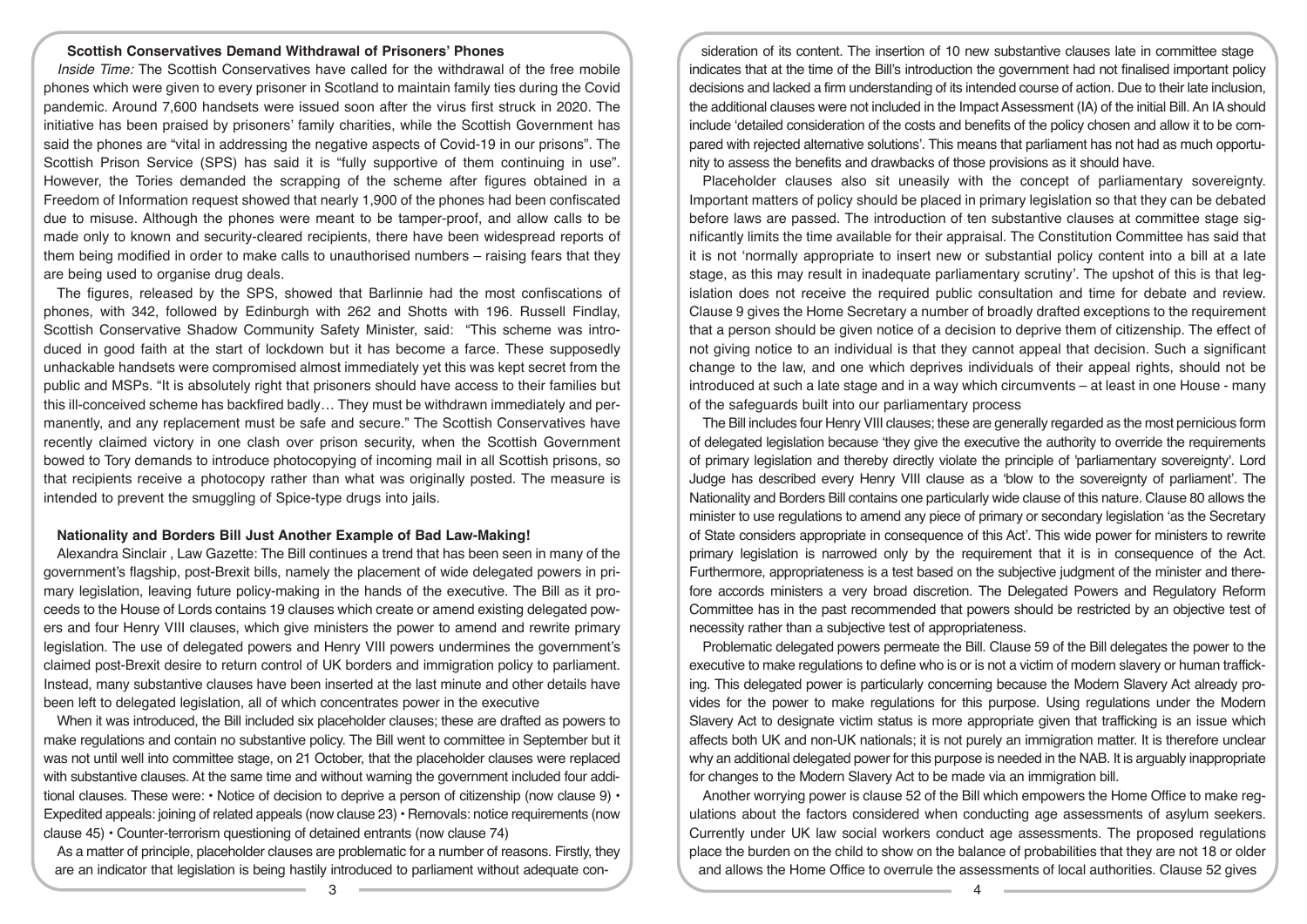### Scottish Conservatives Demand Withdrawal of Prisoners' Phones

*Inside Time:* The Scottish Conservatives have called for the withdrawal of the free mobile phones which were given to every prisoner in Scotland to maintain family ties during the Covid pandemic. Around 7,600 handsets were issued soon after the virus first struck in 2020. The initiative has been praised by prisoners' family charities, while the Scottish Government has said the phones are "vital in addressing the negative aspects of Covid-19 in our prisons". The Scottish Prison Service (SPS) has said it is "fully supportive of them continuing in use". However, the Tories demanded the scrapping of the scheme after figures obtained in a Freedom of Information request showed that nearly 1,900 of the phones had been confiscated due to misuse. Although the phones were meant to be tamper-proof, and allow calls to be made only to known and security-cleared recipients, there have been widespread reports of them being modified in order to make calls to unauthorised numbers – raising fears that they are being used to organise drug deals.

The figures, released by the SPS, showed that Barlinnie had the most confiscations of phones, with 342, followed by Edinburgh with 262 and Shotts with 196. Russell Findlay, Scottish Conservative Shadow Community Safety Minister, said: "This scheme was introduced in good faith at the start of lockdown but it has become a farce. These supposedly unhackable handsets were compromised almost immediately yet this was kept secret from the public and MSPs. "It is absolutely right that prisoners should have access to their families but this ill-conceived scheme has backfired badly… They must be withdrawn immediately and permanently, and any replacement must be safe and secure." The Scottish Conservatives have recently claimed victory in one clash over prison security, when the Scottish Government bowed to Tory demands to introduce photocopying of incoming mail in all Scottish prisons, so that recipients receive a photocopy rather than what was originally posted. The measure is intended to prevent the smuggling of Spice-type drugs into jails.

### Nationality and Borders Bill Just Another Example of Bad Law-Making!

Alexandra Sinclair , Law Gazette: The Bill continues a trend that has been seen in many of the government's flagship, post-Brexit bills, namely the placement of wide delegated powers in primary legislation, leaving future policy-making in the hands of the executive. The Bill as it proceeds to the House of Lords contains 19 clauses which create or amend existing delegated powers and four Henry VIII clauses, which give ministers the power to amend and rewrite primary legislation. The use of delegated powers and Henry VIII powers undermines the government's claimed post-Brexit desire to return control of UK borders and immigration policy to parliament. Instead, many substantive clauses have been inserted at the last minute and other details have been left to delegated legislation, all of which concentrates power in the executive

When it was introduced, the Bill included six placeholder clauses; these are drafted as powers to make regulations and contain no substantive policy. The Bill went to committee in September but it was not until well into committee stage, on 21 October, that the placeholder clauses were replaced with substantive clauses. At the same time and without warning the government included four additional clauses. These were: • Notice of decision to deprive a person of citizenship (now clause 9) • Expedited appeals: joining of related appeals (now clause 23) • Removals: notice requirements (now clause 45) • Counter-terrorism questioning of detained entrants (now clause 74)

As a matter of principle, placeholder clauses are problematic for a number of reasons. Firstly, they are an indicator that legislation is being hastily introduced to parliament without adequate consideration of its content. The insertion of 10 new substantive clauses late in committee stage indicates that at the time of the Bill's introduction the government had not finalised important policy decisions and lacked a firm understanding of its intended course of action. Due to their late inclusion, the additional clauses were not included in the Impact Assessment (IA) of the initial Bill. An IA should include 'detailed consideration of the costs and benefits of the policy chosen and allow it to be compared with rejected alternative solutions'. This means that parliament has not had as much opportunity to assess the benefits and drawbacks of those provisions as it should have.

Placeholder clauses also sit uneasily with the concept of parliamentary sovereignty. Important matters of policy should be placed in primary legislation so that they can be debated before laws are passed. The introduction of ten substantive clauses at committee stage significantly limits the time available for their appraisal. The Constitution Committee has said that it is not 'normally appropriate to insert new or substantial policy content into a bill at a late stage, as this may result in inadequate parliamentary scrutiny'. The upshot of this is that legislation does not receive the required public consultation and time for debate and review. Clause 9 gives the Home Secretary a number of broadly drafted exceptions to the requirement that a person should be given notice of a decision to deprive them of citizenship. The effect of not giving notice to an individual is that they cannot appeal that decision. Such a significant change to the law, and one which deprives individuals of their appeal rights, should not be introduced at such a late stage and in a way which circumvents – at least in one House - many of the safeguards built into our parliamentary process

The Bill includes four Henry VIII clauses; these are generally regarded as the most pernicious form of delegated legislation because 'they give the executive the authority to override the requirements of primary legislation and thereby directly violate the principle of 'parliamentary sovereignty'. Lord Judge has described every Henry VIII clause as a 'blow to the sovereignty of parliament'. The Nationality and Borders Bill contains one particularly wide clause of this nature. Clause 80 allows the minister to use regulations to amend any piece of primary or secondary legislation 'as the Secretary of State considers appropriate in consequence of this Act'. This wide power for ministers to rewrite primary legislation is narrowed only by the requirement that it is in consequence of the Act. Furthermore, appropriateness is a test based on the subjective judgment of the minister and therefore accords ministers a very broad discretion. The Delegated Powers and Regulatory Reform Committee has in the past recommended that powers should be restricted by an objective test of necessity rather than a subjective test of appropriateness.

Problematic delegated powers permeate the Bill. Clause 59 of the Bill delegates the power to the executive to make regulations to define who is or is not a victim of modern slavery or human trafficking. This delegated power is particularly concerning because the Modern Slavery Act already provides for the power to make regulations for this purpose. Using regulations under the Modern Slavery Act to designate victim status is more appropriate given that trafficking is an issue which affects both UK and non-UK nationals; it is not purely an immigration matter. It is therefore unclear why an additional delegated power for this purpose is needed in the NAB. It is arguably inappropriate for changes to the Modern Slavery Act to be made via an immigration bill.

Another worrying power is clause 52 of the Bill which empowers the Home Office to make regulations about the factors considered when conducting age assessments of asylum seekers. Currently under UK law social workers conduct age assessments. The proposed regulations place the burden on the child to show on the balance of probabilities that they are not 18 or older and allows the Home Office to overrule the assessments of local authorities. Clause 52 gives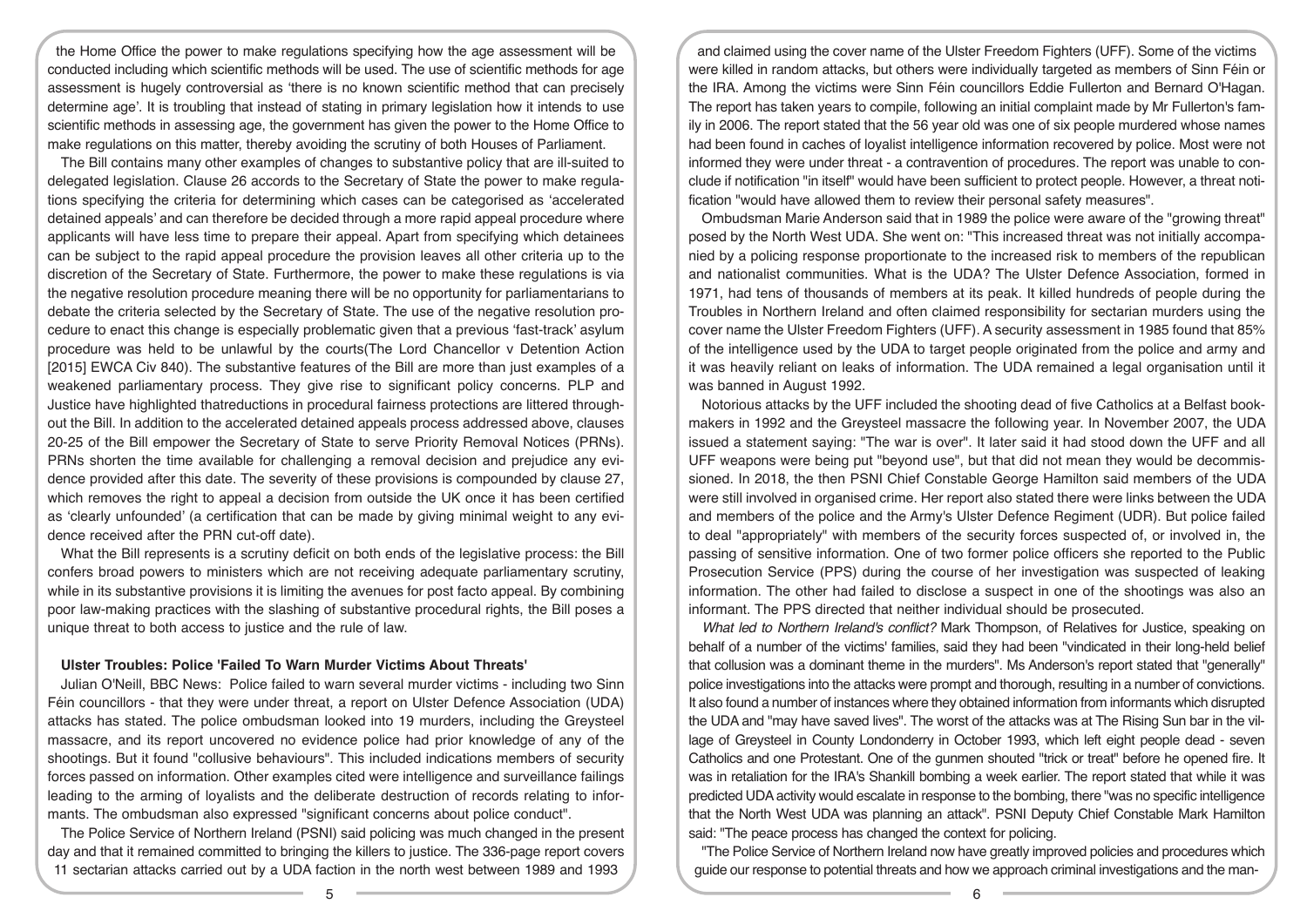the Home Office the power to make regulations specifying how the age assessment will be conducted including which scientific methods will be used. The use of scientific methods for age assessment is hugely controversial as 'there is no known scientific method that can precisely determine age'. It is troubling that instead of stating in primary legislation how it intends to use scientific methods in assessing age, the government has given the power to the Home Office to make regulations on this matter, thereby avoiding the scrutiny of both Houses of Parliament.

The Bill contains many other examples of changes to substantive policy that are ill-suited to delegated legislation. Clause 26 accords to the Secretary of State the power to make regulations specifying the criteria for determining which cases can be categorised as 'accelerated detained appeals' and can therefore be decided through a more rapid appeal procedure where applicants will have less time to prepare their appeal. Apart from specifying which detainees can be subject to the rapid appeal procedure the provision leaves all other criteria up to the discretion of the Secretary of State. Furthermore, the power to make these regulations is via the negative resolution procedure meaning there will be no opportunity for parliamentarians to debate the criteria selected by the Secretary of State. The use of the negative resolution procedure to enact this change is especially problematic given that a previous 'fast-track' asylum procedure was held to be unlawful by the courts(The Lord Chancellor v Detention Action [2015] EWCA Civ 840). The substantive features of the Bill are more than just examples of a weakened parliamentary process. They give rise to significant policy concerns. PLP and Justice have highlighted thatreductions in procedural fairness protections are littered throughout the Bill. In addition to the accelerated detained appeals process addressed above, clauses 20-25 of the Bill empower the Secretary of State to serve Priority Removal Notices (PRNs). PRNs shorten the time available for challenging a removal decision and prejudice any evidence provided after this date. The severity of these provisions is compounded by clause 27, which removes the right to appeal a decision from outside the UK once it has been certified as 'clearly unfounded' (a certification that can be made by giving minimal weight to any evidence received after the PRN cut-off date).

What the Bill represents is a scrutiny deficit on both ends of the legislative process: the Bill confers broad powers to ministers which are not receiving adequate parliamentary scrutiny, while in its substantive provisions it is limiting the avenues for post facto appeal. By combining poor law-making practices with the slashing of substantive procedural rights, the Bill poses a unique threat to both access to justice and the rule of law.

## Ulster Troubles: Police 'Failed To Warn Murder Victims About Threats'

Julian O'Neill, BBC News: Police failed to warn several murder victims - including two Sinn Féin councillors - that they were under threat, a report on Ulster Defence Association (UDA) attacks has stated. The police ombudsman looked into 19 murders, including the Greysteel massacre, and its report uncovered no evidence police had prior knowledge of any of the shootings. But it found "collusive behaviours". This included indications members of security forces passed on information. Other examples cited were intelligence and surveillance failings leading to the arming of loyalists and the deliberate destruction of records relating to informants. The ombudsman also expressed "significant concerns about police conduct".

The Police Service of Northern Ireland (PSNI) said policing was much changed in the present day and that it remained committed to bringing the killers to justice. The 336-page report covers 11 sectarian attacks carried out by a UDA faction in the north west between 1989 and 1993 and claimed using the cover name of the Ulster Freedom Fighters (UFF). Some of the victims were killed in random attacks, but others were individually targeted as members of Sinn Féin or the IRA. Among the victims were Sinn Féin councillors Eddie Fullerton and Bernard O'Hagan. The report has taken years to compile, following an initial complaint made by Mr Fullerton's family in 2006. The report stated that the 56 year old was one of six people murdered whose names had been found in caches of loyalist intelligence information recovered by police. Most were not informed they were under threat - a contravention of procedures. The report was unable to conclude if notification "in itself" would have been sufficient to protect people. However, a threat notification "would have allowed them to review their personal safety measures".

Ombudsman Marie Anderson said that in 1989 the police were aware of the "growing threat" posed by the North West UDA. She went on: "This increased threat was not initially accompanied by a policing response proportionate to the increased risk to members of the republican and nationalist communities. What is the UDA? The Ulster Defence Association, formed in 1971, had tens of thousands of members at its peak. It killed hundreds of people during the Troubles in Northern Ireland and often claimed responsibility for sectarian murders using the cover name the Ulster Freedom Fighters (UFF). A security assessment in 1985 found that 85% of the intelligence used by the UDA to target people originated from the police and army and it was heavily reliant on leaks of information. The UDA remained a legal organisation until it was banned in August 1992.

Notorious attacks by the UFF included the shooting dead of five Catholics at a Belfast bookmakers in 1992 and the Greysteel massacre the following year. In November 2007, the UDA issued a statement saying: "The war is over". It later said it had stood down the UFF and all UFF weapons were being put "beyond use", but that did not mean they would be decommissioned. In 2018, the then PSNI Chief Constable George Hamilton said members of the UDA were still involved in organised crime. Her report also stated there were links between the UDA and members of the police and the Army's Ulster Defence Regiment (UDR). But police failed to deal "appropriately" with members of the security forces suspected of, or involved in, the passing of sensitive information. One of two former police officers she reported to the Public Prosecution Service (PPS) during the course of her investigation was suspected of leaking information. The other had failed to disclose a suspect in one of the shootings was also an informant. The PPS directed that neither individual should be prosecuted.

*What led to Northern Ireland's conflict?* Mark Thompson, of Relatives for Justice, speaking on behalf of a number of the victims' families, said they had been "vindicated in their long-held belief that collusion was a dominant theme in the murders". Ms Anderson's report stated that "generally" police investigations into the attacks were prompt and thorough, resulting in a number of convictions. It also found a number of instances where they obtained information from informants which disrupted the UDA and "may have saved lives". The worst of the attacks was at The Rising Sun bar in the village of Greysteel in County Londonderry in October 1993, which left eight people dead - seven Catholics and one Protestant. One of the gunmen shouted "trick or treat" before he opened fire. It was in retaliation for the IRA's Shankill bombing a week earlier. The report stated that while it was predicted UDA activity would escalate in response to the bombing, there "was no specific intelligence that the North West UDA was planning an attack". PSNI Deputy Chief Constable Mark Hamilton said: "The peace process has changed the context for policing.

"The Police Service of Northern Ireland now have greatly improved policies and procedures which guide our response to potential threats and how we approach criminal investigations and the man-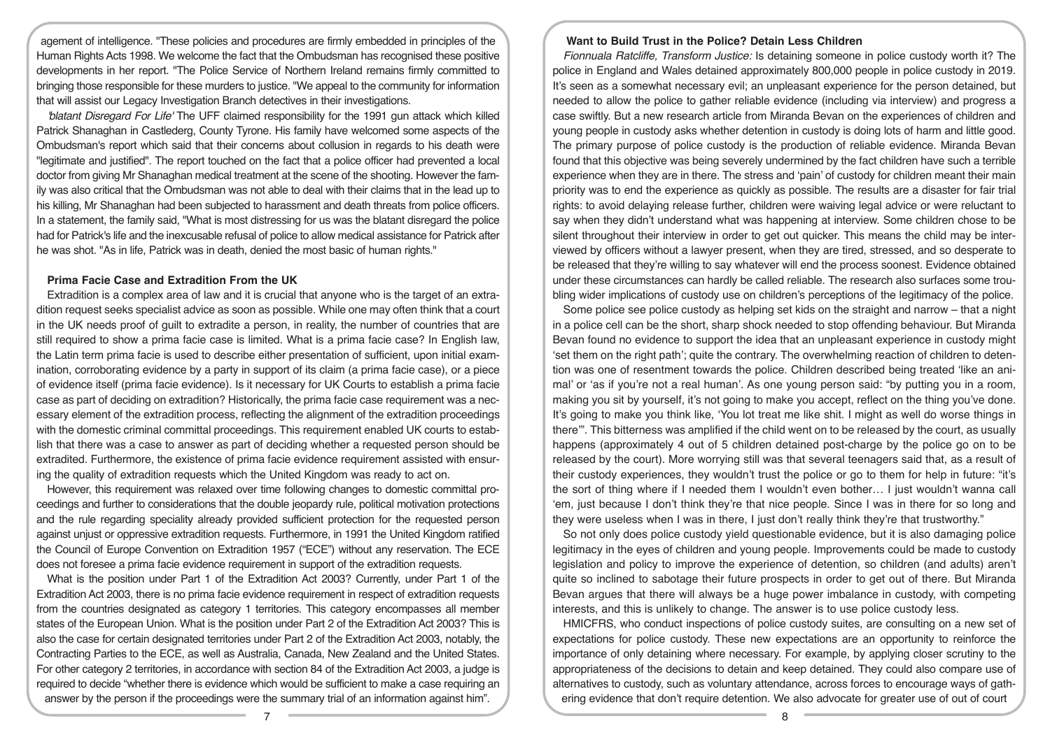agement of intelligence. "These policies and procedures are firmly embedded in principles of the Human Rights Acts 1998. We welcome the fact that the Ombudsman has recognised these positive developments in her report. "The Police Service of Northern Ireland remains firmly committed to bringing those responsible for these murders to justice. "We appeal to the community for information that will assist our Legacy Investigation Branch detectives in their investigations.

*'blatant Disregard For Life'* The UFF claimed responsibility for the 1991 gun attack which killed Patrick Shanaghan in Castlederg, County Tyrone. His family have welcomed some aspects of the Ombudsman's report which said that their concerns about collusion in regards to his death were "legitimate and justified". The report touched on the fact that a police officer had prevented a local doctor from giving Mr Shanaghan medical treatment at the scene of the shooting. However the family was also critical that the Ombudsman was not able to deal with their claims that in the lead up to his killing, Mr Shanaghan had been subjected to harassment and death threats from police officers. In a statement, the family said, "What is most distressing for us was the blatant disregard the police had for Patrick's life and the inexcusable refusal of police to allow medical assistance for Patrick after he was shot. "As in life, Patrick was in death, denied the most basic of human rights."

### Prima Facie Case and Extradition From the UK

Extradition is a complex area of law and it is crucial that anyone who is the target of an extradition request seeks specialist advice as soon as possible. While one may often think that a court in the UK needs proof of guilt to extradite a person, in reality, the number of countries that are still required to show a prima facie case is limited. What is a prima facie case? In English law, the Latin term prima facie is used to describe either presentation of sufficient, upon initial examination, corroborating evidence by a party in support of its claim (a prima facie case), or a piece of evidence itself (prima facie evidence). Is it necessary for UK Courts to establish a prima facie case as part of deciding on extradition? Historically, the prima facie case requirement was a necessary element of the extradition process, reflecting the alignment of the extradition proceedings with the domestic criminal committal proceedings. This requirement enabled UK courts to establish that there was a case to answer as part of deciding whether a requested person should be extradited. Furthermore, the existence of prima facie evidence requirement assisted with ensuring the quality of extradition requests which the United Kingdom was ready to act on.

However, this requirement was relaxed over time following changes to domestic committal proceedings and further to considerations that the double jeopardy rule, political motivation protections and the rule regarding speciality already provided sufficient protection for the requested person against unjust or oppressive extradition requests. Furthermore, in 1991 the United Kingdom ratified the Council of Europe Convention on Extradition 1957 ("ECE") without any reservation. The ECE does not foresee a prima facie evidence requirement in support of the extradition requests.

What is the position under Part 1 of the Extradition Act 2003? Currently, under Part 1 of the Extradition Act 2003, there is no prima facie evidence requirement in respect of extradition requests from the countries designated as category 1 territories. This category encompasses all member states of the European Union. What is the position under Part 2 of the Extradition Act 2003? This is also the case for certain designated territories under Part 2 of the Extradition Act 2003, notably, the Contracting Parties to the ECE, as well as Australia, Canada, New Zealand and the United States. For other category 2 territories, in accordance with section 84 of the Extradition Act 2003, a judge is required to decide "whether there is evidence which would be sufficient to make a case requiring an answer by the person if the proceedings were the summary trial of an information against him".

### Want to Build Trust in the Police? Detain Less Children

*Fionnuala Ratcliffe, Transform Justice:* Is detaining someone in police custody worth it? The police in England and Wales detained approximately 800,000 people in police custody in 2019. It's seen as a somewhat necessary evil; an unpleasant experience for the person detained, but needed to allow the police to gather reliable evidence (including via interview) and progress a case swiftly. But a new research article from Miranda Bevan on the experiences of children and young people in custody asks whether detention in custody is doing lots of harm and little good. The primary purpose of police custody is the production of reliable evidence. Miranda Bevan found that this objective was being severely undermined by the fact children have such a terrible experience when they are in there. The stress and 'pain' of custody for children meant their main priority was to end the experience as quickly as possible. The results are a disaster for fair trial rights: to avoid delaying release further, children were waiving legal advice or were reluctant to say when they didn't understand what was happening at interview. Some children chose to be silent throughout their interview in order to get out quicker. This means the child may be interviewed by officers without a lawyer present, when they are tired, stressed, and so desperate to be released that they're willing to say whatever will end the process soonest. Evidence obtained under these circumstances can hardly be called reliable. The research also surfaces some troubling wider implications of custody use on children's perceptions of the legitimacy of the police.

Some police see police custody as helping set kids on the straight and narrow – that a night in a police cell can be the short, sharp shock needed to stop offending behaviour. But Miranda Bevan found no evidence to support the idea that an unpleasant experience in custody might 'set them on the right path'; quite the contrary. The overwhelming reaction of children to detention was one of resentment towards the police. Children described being treated 'like an animal' or 'as if you're not a real human'. As one young person said: "by putting you in a room, making you sit by yourself, it's not going to make you accept, reflect on the thing you've done. It's going to make you think like, 'You lot treat me like shit. I might as well do worse things in there'". This bitterness was amplified if the child went on to be released by the court, as usually happens (approximately 4 out of 5 children detained post-charge by the police go on to be released by the court). More worrying still was that several teenagers said that, as a result of their custody experiences, they wouldn't trust the police or go to them for help in future: "it's the sort of thing where if I needed them I wouldn't even bother… I just wouldn't wanna call 'em, just because I don't think they're that nice people. Since I was in there for so long and they were useless when I was in there, I just don't really think they're that trustworthy."

So not only does police custody yield questionable evidence, but it is also damaging police legitimacy in the eyes of children and young people. Improvements could be made to custody legislation and policy to improve the experience of detention, so children (and adults) aren't quite so inclined to sabotage their future prospects in order to get out of there. But Miranda Bevan argues that there will always be a huge power imbalance in custody, with competing interests, and this is unlikely to change. The answer is to use police custody less.

HMICFRS, who conduct inspections of police custody suites, are consulting on a new set of expectations for police custody. These new expectations are an opportunity to reinforce the importance of only detaining where necessary. For example, by applying closer scrutiny to the appropriateness of the decisions to detain and keep detained. They could also compare use of alternatives to custody, such as voluntary attendance, across forces to encourage ways of gathering evidence that don't require detention. We also advocate for greater use of out of court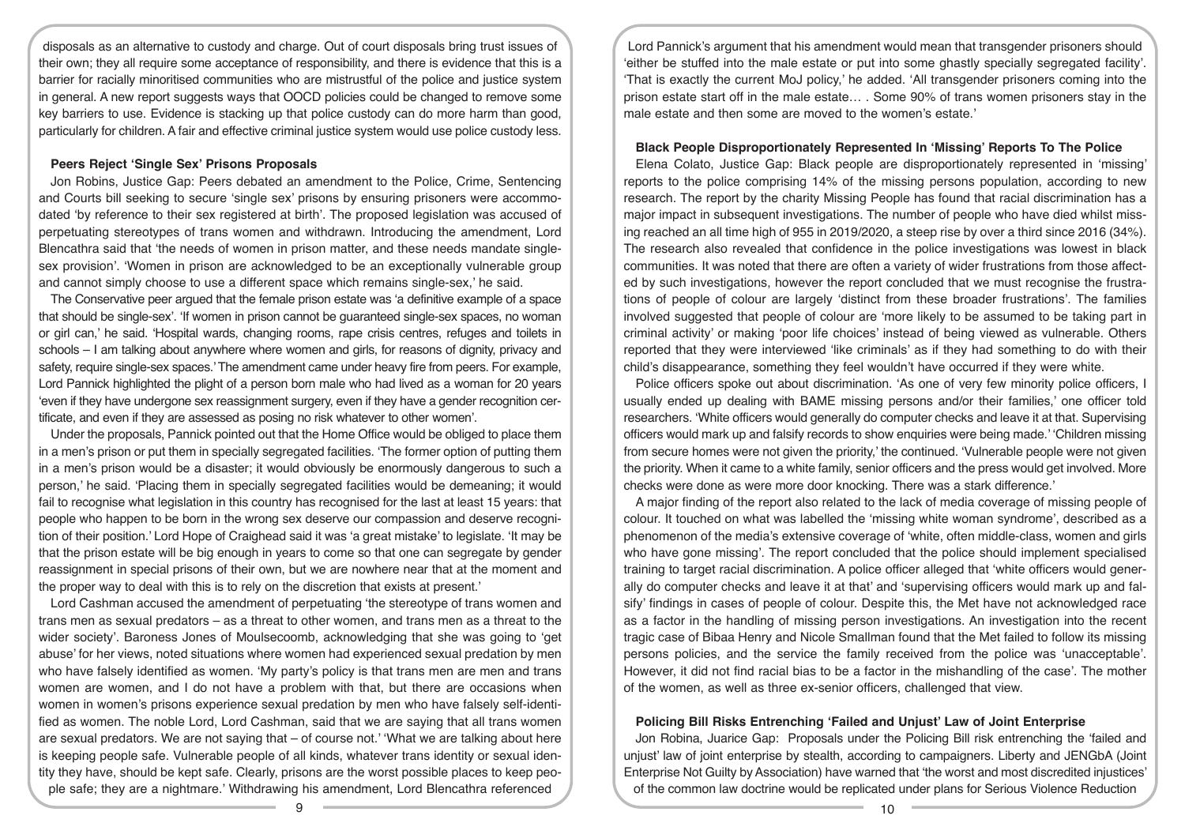disposals as an alternative to custody and charge. Out of court disposals bring trust issues of their own; they all require some acceptance of responsibility, and there is evidence that this is a barrier for racially minoritised communities who are mistrustful of the police and justice system in general. A new report suggests ways that OOCD policies could be changed to remove some key barriers to use. Evidence is stacking up that police custody can do more harm than good, particularly for children. A fair and effective criminal justice system would use police custody less.

**Peers Reject 'Single Sex' Prisons Proposals**

Jon Robins, Justice Gap: Peers debated an amendment to the Police, Crime, Sentencing and Courts bill seeking to secure 'single sex' prisons by ensuring prisoners were accommodated 'by reference to their sex registered at birth'. The proposed legislation was accused of perpetuating stereotypes of trans women and withdrawn. Introducing the amendment, Lord Blencathra said that 'the needs of women in prison matter, and these needs mandate single-sex provision'. 'Women in prison are acknowledged to be an exceptionally vulnerable group and cannot simply choose to use a different space which remains single-sex,' he said.

The Conservative peer argued that the female prison estate was 'a definitive example of a space that should be single-sex'. 'If women in prison cannot be guaranteed single-sex spaces, no woman or girl can,' he said. 'Hospital wards, changing rooms, rape crisis centres, refuges and toilets in schools – I am talking about anywhere where women and girls, for reasons of dignity, privacy and safety, require single-sex spaces.' The amendment came under heavy fire from peers. For example, Lord Pannick highlighted the plight of a person born male who had lived as a woman for 20 years 'even if they have undergone sex reassignment surgery, even if they have a gender recognition certificate, and even if they are assessed as posing no risk whatever to other women'.

Under the proposals, Pannick pointed out that the Home Office would be obliged to place them in a men's prison or put them in specially segregated facilities. 'The former option of putting them in a men's prison would be a disaster; it would obviously be enormously dangerous to such a person,' he said. 'Placing them in specially segregated facilities would be demeaning; it would fail to recognise what legislation in this country has recognised for the last at least 15 years: that people who happen to be born in the wrong sex deserve our compassion and deserve recognition of their position.' Lord Hope of Craighead said it was 'a great mistake' to legislate. 'It may be that the prison estate will be big enough in years to come so that one can segregate by gender reassignment in special prisons of their own, but we are nowhere near that at the moment and the proper way to deal with this is to rely on the discretion that exists at present.'

Lord Cashman accused the amendment of perpetuating 'the stereotype of trans women and trans men as sexual predators – as a threat to other women, and trans men as a threat to the wider society'. Baroness Jones of Moulsecoomb, acknowledging that she was going to 'get abuse' for her views, noted situations where women had experienced sexual predation by men who have falsely identified as women. 'My party's policy is that trans men are men and trans women are women, and I do not have a problem with that, but there are occasions when women in women's prisons experience sexual predation by men who have falsely self-identified as women. The noble Lord, Lord Cashman, said that we are saying that all trans women are sexual predators. We are not saying that – of course not.' 'What we are talking about here is keeping people safe. Vulnerable people of all kinds, whatever trans identity or sexual identity they have, should be kept safe. Clearly, prisons are the worst possible places to keep people safe; they are a nightmare.' Withdrawing his amendment, Lord Blencathra referenced Lord Pannick's argument that his amendment would mean that transgender prisoners should 'either be stuffed into the male estate or put into some ghastly specially segregated facility'. 'That is exactly the current MoJ policy,' he added. 'All transgender prisoners coming into the prison estate start off in the male estate… . Some 90% of trans women prisoners stay in the male estate and then some are moved to the women's estate.'

**Black People Disproportionately Represented In 'Missing' Reports To The Police**

Elena Colato, Justice Gap: Black people are disproportionately represented in 'missing' reports to the police comprising 14% of the missing persons population, according to new research. The report by the charity Missing People has found that racial discrimination has a major impact in subsequent investigations. The number of people who have died whilst missing reached an all time high of 955 in 2019/2020, a steep rise by over a third since 2016 (34%). The research also revealed that confidence in the police investigations was lowest in black communities. It was noted that there are often a variety of wider frustrations from those affected by such investigations, however the report concluded that we must recognise the frustrations of people of colour are largely 'distinct from these broader frustrations'. The families involved suggested that people of colour are 'more likely to be assumed to be taking part in criminal activity' or making 'poor life choices' instead of being viewed as vulnerable. Others reported that they were interviewed 'like criminals' as if they had something to do with their child's disappearance, something they feel wouldn't have occurred if they were white.

Police officers spoke out about discrimination. 'As one of very few minority police officers, I usually ended up dealing with BAME missing persons and/or their families,' one officer told researchers. 'White officers would generally do computer checks and leave it at that. Supervising officers would mark up and falsify records to show enquiries were being made.' 'Children missing from secure homes were not given the priority,' the continued. 'Vulnerable people were not given the priority. When it came to a white family, senior officers and the press would get involved. More checks were done as were more door knocking. There was a stark difference.'

A major finding of the report also related to the lack of media coverage of missing people of colour. It touched on what was labelled the 'missing white woman syndrome', described as a phenomenon of the media's extensive coverage of 'white, often middle-class, women and girls who have gone missing'. The report concluded that the police should implement specialised training to target racial discrimination. A police officer alleged that 'white officers would generally do computer checks and leave it at that' and 'supervising officers would mark up and falsify' findings in cases of people of colour. Despite this, the Met have not acknowledged race as a factor in the handling of missing person investigations. An investigation into the recent tragic case of Bibaa Henry and Nicole Smallman found that the Met failed to follow its missing persons policies, and the service the family received from the police was 'unacceptable'. However, it did not find racial bias to be a factor in the mishandling of the case'. The mother of the women, as well as three ex-senior officers, challenged that view.

**Policing Bill Risks Entrenching 'Failed and Unjust' Law of Joint Enterprise**

Jon Robina, Juarice Gap: Proposals under the Policing Bill risk entrenching the 'failed and unjust' law of joint enterprise by stealth, according to campaigners. Liberty and JENGbA (Joint Enterprise Not Guilty by Association) have warned that 'the worst and most discredited injustices' of the common law doctrine would be replicated under plans for Serious Violence Reduction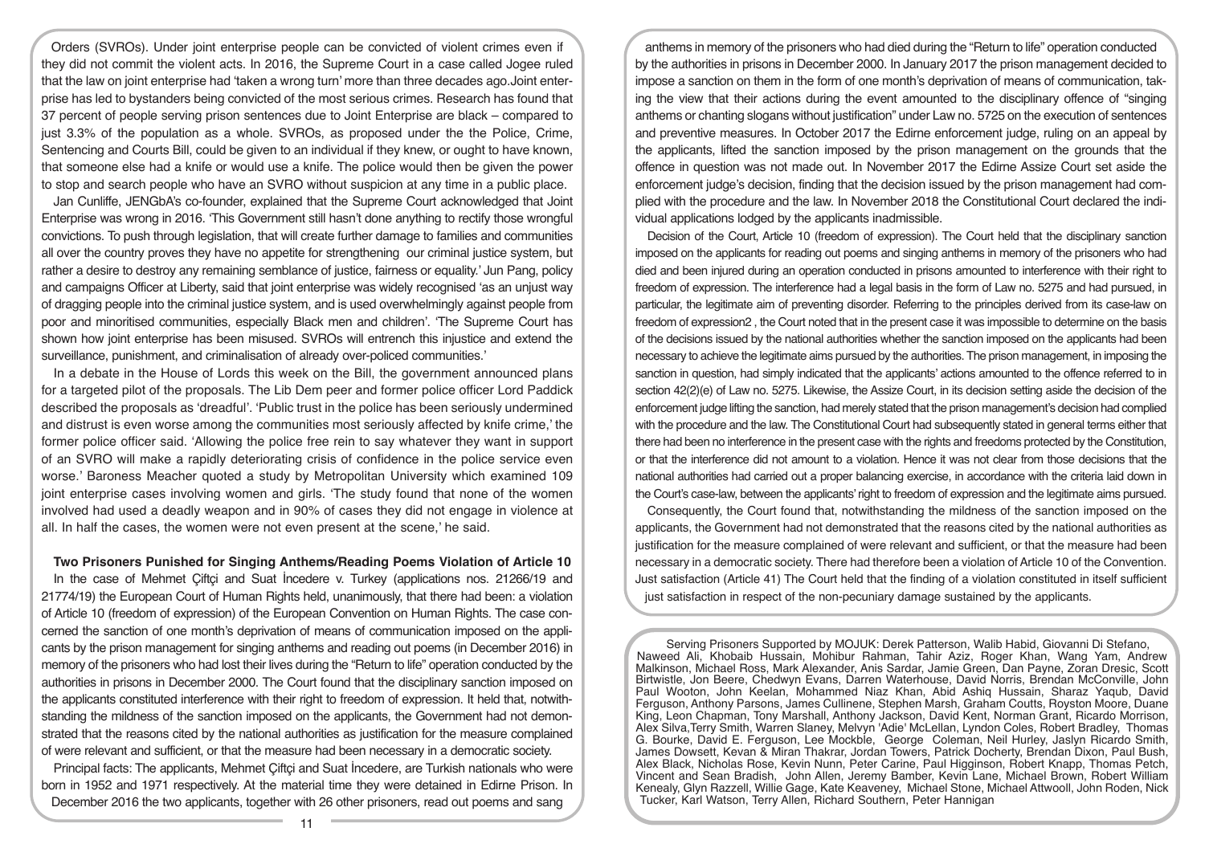Orders (SVROs). Under joint enterprise people can be convicted of violent crimes even if they did not commit the violent acts. In 2016, the Supreme Court in a case called Jogee ruled that the law on joint enterprise had 'taken a wrong turn' more than three decades ago.Joint enterprise has led to bystanders being convicted of the most serious crimes. Research has found that 37 percent of people serving prison sentences due to Joint Enterprise are black – compared to just 3.3% of the population as a whole. SVROs, as proposed under the the Police, Crime, Sentencing and Courts Bill, could be given to an individual if they knew, or ought to have known, that someone else had a knife or would use a knife. The police would then be given the power to stop and search people who have an SVRO without suspicion at any time in a public place.

Jan Cunliffe, JENGbA's co-founder, explained that the Supreme Court acknowledged that Joint Enterprise was wrong in 2016. 'This Government still hasn't done anything to rectify those wrongful convictions. To push through legislation, that will create further damage to families and communities all over the country proves they have no appetite for strengthening our criminal justice system, but rather a desire to destroy any remaining semblance of justice, fairness or equality.' Jun Pang, policy and campaigns Officer at Liberty, said that joint enterprise was widely recognised 'as an unjust way of dragging people into the criminal justice system, and is used overwhelmingly against people from poor and minoritised communities, especially Black men and children'. 'The Supreme Court has shown how joint enterprise has been misused. SVROs will entrench this injustice and extend the surveillance, punishment, and criminalisation of already over-policed communities.'

In a debate in the House of Lords this week on the Bill, the government announced plans for a targeted pilot of the proposals. The Lib Dem peer and former police officer Lord Paddick described the proposals as 'dreadful'. 'Public trust in the police has been seriously undermined and distrust is even worse among the communities most seriously affected by knife crime,' the former police officer said. 'Allowing the police free rein to say whatever they want in support of an SVRO will make a rapidly deteriorating crisis of confidence in the police service even worse.' Baroness Meacher quoted a study by Metropolitan University which examined 109 joint enterprise cases involving women and girls. 'The study found that none of the women involved had used a deadly weapon and in 90% of cases they did not engage in violence at all. In half the cases, the women were not even present at the scene,' he said.

**Two Prisoners Punished for Singing Anthems/Reading Poems Violation of Article 10**

In the case of Mehmet Çiftçi and Suat İncedere v. Turkey (applications nos. 21266/19 and 21774/19) the European Court of Human Rights held, unanimously, that there had been: a violation of Article 10 (freedom of expression) of the European Convention on Human Rights. The case concerned the sanction of one month's deprivation of means of communication imposed on the applicants by the prison management for singing anthems and reading out poems (in December 2016) in memory of the prisoners who had lost their lives during the "Return to life" operation conducted by the authorities in prisons in December 2000. The Court found that the disciplinary sanction imposed on the applicants constituted interference with their right to freedom of expression. It held that, notwithstanding the mildness of the sanction imposed on the applicants, the Government had not demonstrated that the reasons cited by the national authorities as justification for the measure complained of were relevant and sufficient, or that the measure had been necessary in a democratic society.

Principal facts: The applicants, Mehmet Çiftçi and Suat İncedere, are Turkish nationals who were born in 1952 and 1971 respectively. At the material time they were detained in Edirne Prison. In December 2016 the two applicants, together with 26 other prisoners, read out poems and sang anthems in memory of the prisoners who had died during the "Return to life" operation conducted by the authorities in prisons in December 2000. In January 2017 the prison management decided to impose a sanction on them in the form of one month's deprivation of means of communication, taking the view that their actions during the event amounted to the disciplinary offence of "singing anthems or chanting slogans without justification" under Law no. 5725 on the execution of sentences and preventive measures. In October 2017 the Edirne enforcement judge, ruling on an appeal by the applicants, lifted the sanction imposed by the prison management on the grounds that the offence in question was not made out. In November 2017 the Edirne Assize Court set aside the enforcement judge's decision, finding that the decision issued by the prison management had complied with the procedure and the law. In November 2018 the Constitutional Court declared the individual applications lodged by the applicants inadmissible.

Decision of the Court, Article 10 (freedom of expression). The Court held that the disciplinary sanction imposed on the applicants for reading out poems and singing anthems in memory of the prisoners who had died and been injured during an operation conducted in prisons amounted to interference with their right to freedom of expression. The interference had a legal basis in the form of Law no. 5275 and had pursued, in particular, the legitimate aim of preventing disorder. Referring to the principles derived from its case-law on freedom of expression2 , the Court noted that in the present case it was impossible to determine on the basis of the decisions issued by the national authorities whether the sanction imposed on the applicants had been necessary to achieve the legitimate aims pursued by the authorities. The prison management, in imposing the sanction in question, had simply indicated that the applicants' actions amounted to the offence referred to in section 42(2)(e) of Law no. 5275. Likewise, the Assize Court, in its decision setting aside the decision of the enforcement judge lifting the sanction, had merely stated that the prison management's decision had complied with the procedure and the law. The Constitutional Court had subsequently stated in general terms either that there had been no interference in the present case with the rights and freedoms protected by the Constitution, or that the interference did not amount to a violation. Hence it was not clear from those decisions that the national authorities had carried out a proper balancing exercise, in accordance with the criteria laid down in the Court's case-law, between the applicants' right to freedom of expression and the legitimate aims pursued.

Consequently, the Court found that, notwithstanding the mildness of the sanction imposed on the applicants, the Government had not demonstrated that the reasons cited by the national authorities as justification for the measure complained of were relevant and sufficient, or that the measure had been necessary in a democratic society. There had therefore been a violation of Article 10 of the Convention. Just satisfaction (Article 41) The Court held that the finding of a violation constituted in itself sufficient just satisfaction in respect of the non-pecuniary damage sustained by the applicants.

Serving Prisoners Supported by MOJUK: Derek Patterson, Walib Habid, Giovanni Di Stefano, Naweed Ali, Khobaib Hussain, Mohibur Rahman, Tahir Aziz, Roger Khan, Wang Yam, Andrew Malkinson, Michael Ross, Mark Alexander, Anis Sardar, Jamie Green, Dan Payne, Zoran Dresic, Scott Birtwistle, Jon Beere, Chedwyn Evans, Darren Waterhouse, David Norris, Brendan McConville, John Paul Wooton, John Keelan, Mohammed Niaz Khan, Abid Ashiq Hussain, Sharaz Yaqub, David Ferguson, Anthony Parsons, James Cullinene, Stephen Marsh, Graham Coutts, Royston Moore, Duane King, Leon Chapman, Tony Marshall, Anthony Jackson, David Kent, Norman Grant, Ricardo Morrison, Alex Silva,Terry Smith, Warren Slaney, Melvyn 'Adie' McLellan, Lyndon Coles, Robert Bradley, Thomas G. Bourke, David E. Ferguson, Lee Mockble, George Coleman, Neil Hurley, Jaslyn Ricardo Smith, James Dowsett, Kevan & Miran Thakrar, Jordan Towers, Patrick Docherty, Brendan Dixon, Paul Bush, Alex Black, Nicholas Rose, Kevin Nunn, Peter Carine, Paul Higginson, Robert Knapp, Thomas Petch, Vincent and Sean Bradish, John Allen, Jeremy Bamber, Kevin Lane, Michael Brown, Robert William Kenealy, Glyn Razzell, Willie Gage, Kate Keaveney, Michael Stone, Michael Attwooll, John Roden, Nick Tucker, Karl Watson, Terry Allen, Richard Southern, Peter Hannigan